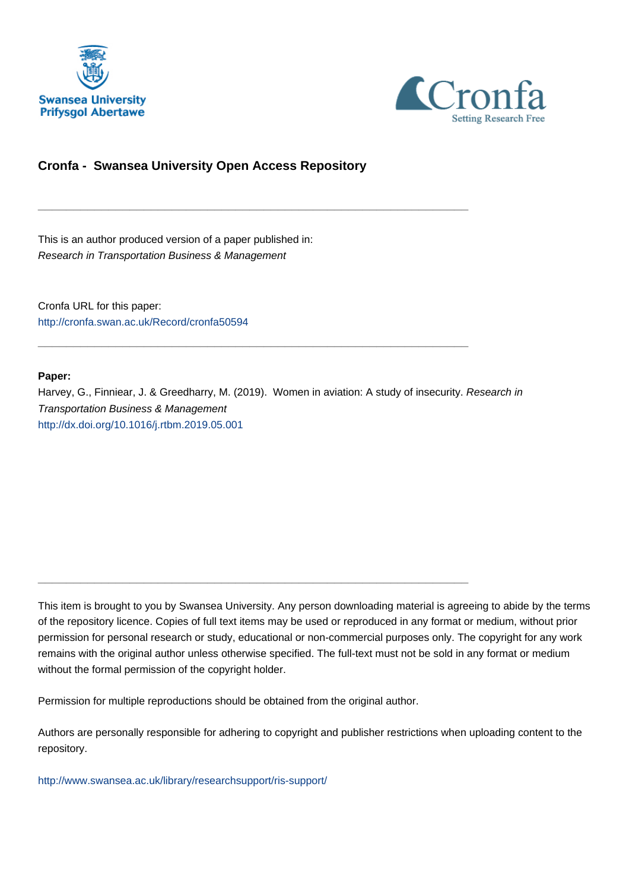## Cronfa - Swansea University Open Access Repository

---

This is an author produced version of a paper published in:
*Research in Transportation Business & Management*

Cronfa URL for this paper:
http://cronfa.swan.ac.uk/Record/cronfa50594

---

**Paper:**
Harvey, G., Finniear, J. & Greedharry, M. (2019). Women in aviation: A study of insecurity. *Research in Transportation Business & Management*
http://dx.doi.org/10.1016/j.rtbm.2019.05.001

---

This item is brought to you by Swansea University. Any person downloading material is agreeing to abide by the terms of the repository licence. Copies of full text items may be used or reproduced in any format or medium, without prior permission for personal research or study, educational or non-commercial purposes only. The copyright for any work remains with the original author unless otherwise specified. The full-text must not be sold in any format or medium without the formal permission of the copyright holder.

Permission for multiple reproductions should be obtained from the original author.

Authors are personally responsible for adhering to copyright and publisher restrictions when uploading content to the repository.

http://www.swansea.ac.uk/library/researchsupport/ris-support/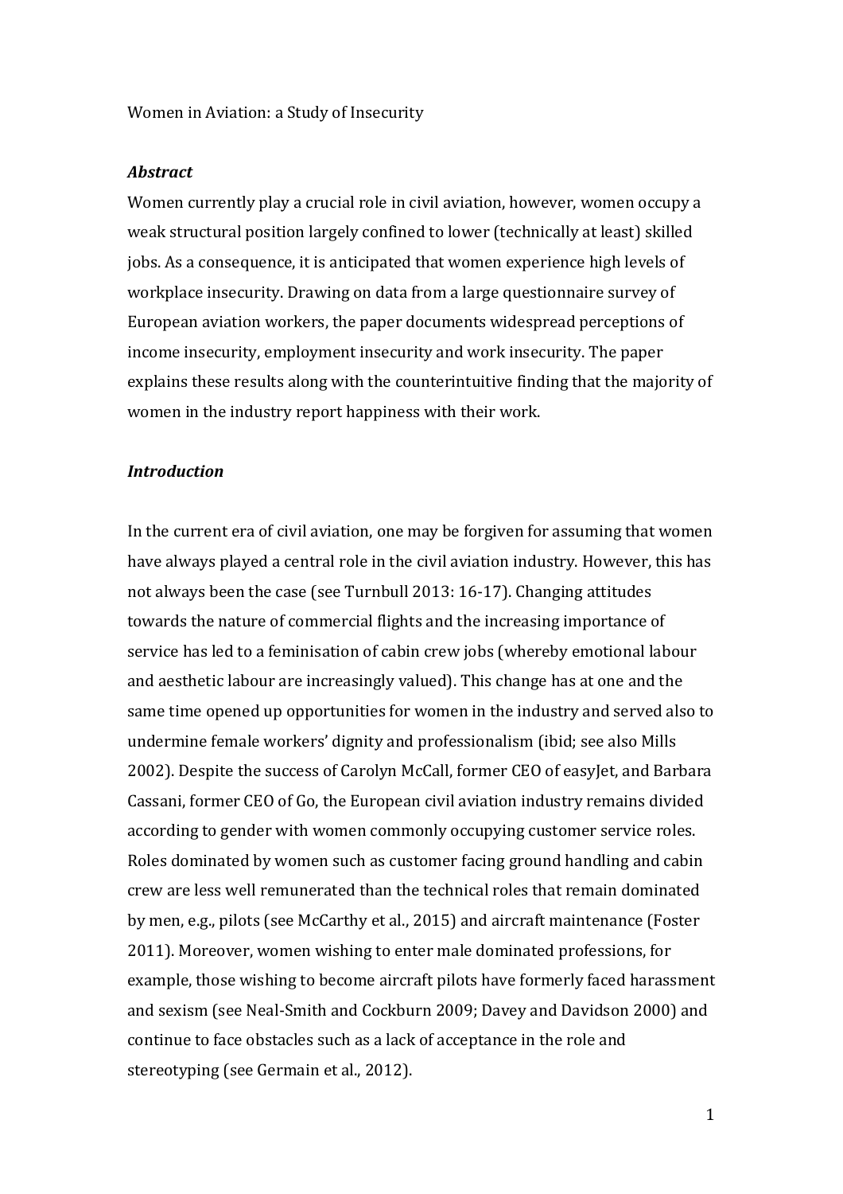Women in Aviation: a Study of Insecurity

### *Abstract*

Women currently play a crucial role in civil aviation, however, women occupy a weak structural position largely confined to lower (technically at least) skilled jobs. As a consequence, it is anticipated that women experience high levels of workplace insecurity. Drawing on data from a large questionnaire survey of European aviation workers, the paper documents widespread perceptions of income insecurity, employment insecurity and work insecurity. The paper explains these results along with the counterintuitive finding that the majority of women in the industry report happiness with their work.

### *Introduction*

In the current era of civil aviation, one may be forgiven for assuming that women have always played a central role in the civil aviation industry. However, this has not always been the case (see Turnbull 2013: 16-17). Changing attitudes towards the nature of commercial flights and the increasing importance of service has led to a feminisation of cabin crew jobs (whereby emotional labour and aesthetic labour are increasingly valued). This change has at one and the same time opened up opportunities for women in the industry and served also to undermine female workers' dignity and professionalism (ibid; see also Mills 2002). Despite the success of Carolyn McCall, former CEO of easyJet, and Barbara Cassani, former CEO of Go, the European civil aviation industry remains divided according to gender with women commonly occupying customer service roles. Roles dominated by women such as customer facing ground handling and cabin crew are less well remunerated than the technical roles that remain dominated by men, e.g., pilots (see McCarthy et al., 2015) and aircraft maintenance (Foster 2011). Moreover, women wishing to enter male dominated professions, for example, those wishing to become aircraft pilots have formerly faced harassment and sexism (see Neal-Smith and Cockburn 2009; Davey and Davidson 2000) and continue to face obstacles such as a lack of acceptance in the role and stereotyping (see Germain et al., 2012).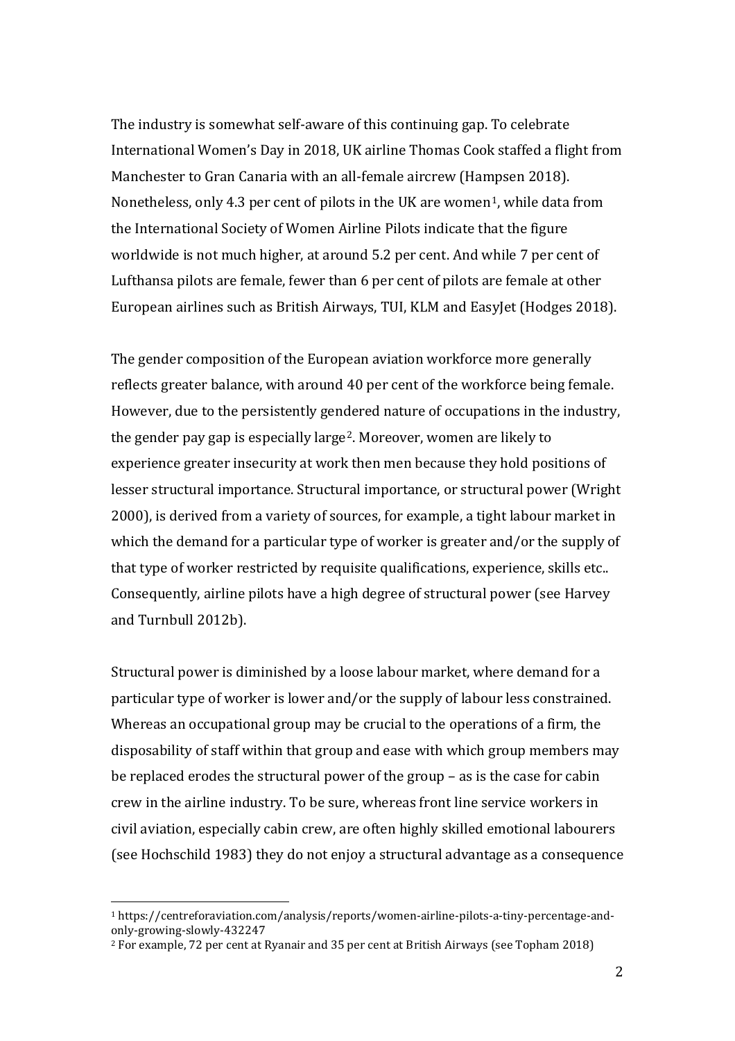The industry is somewhat self-aware of this continuing gap. To celebrate International Women's Day in 2018, UK airline Thomas Cook staffed a flight from Manchester to Gran Canaria with an all-female aircrew (Hampsen 2018). Nonetheless, only 4.3 per cent of pilots in the UK are women[1], while data from the International Society of Women Airline Pilots indicate that the figure worldwide is not much higher, at around 5.2 per cent. And while 7 per cent of Lufthansa pilots are female, fewer than 6 per cent of pilots are female at other European airlines such as British Airways, TUI, KLM and EasyJet (Hodges 2018).

The gender composition of the European aviation workforce more generally reflects greater balance, with around 40 per cent of the workforce being female. However, due to the persistently gendered nature of occupations in the industry, the gender pay gap is especially large[2]. Moreover, women are likely to experience greater insecurity at work then men because they hold positions of lesser structural importance. Structural importance, or structural power (Wright 2000), is derived from a variety of sources, for example, a tight labour market in which the demand for a particular type of worker is greater and/or the supply of that type of worker restricted by requisite qualifications, experience, skills etc.. Consequently, airline pilots have a high degree of structural power (see Harvey and Turnbull 2012b).

Structural power is diminished by a loose labour market, where demand for a particular type of worker is lower and/or the supply of labour less constrained. Whereas an occupational group may be crucial to the operations of a firm, the disposability of staff within that group and ease with which group members may be replaced erodes the structural power of the group – as is the case for cabin crew in the airline industry. To be sure, whereas front line service workers in civil aviation, especially cabin crew, are often highly skilled emotional labourers (see Hochschild 1983) they do not enjoy a structural advantage as a consequence

---

[1] https://centreforaviation.com/analysis/reports/women-airline-pilots-a-tiny-percentage-and-only-growing-slowly-432247

[2] For example, 72 per cent at Ryanair and 35 per cent at British Airways (see Topham 2018)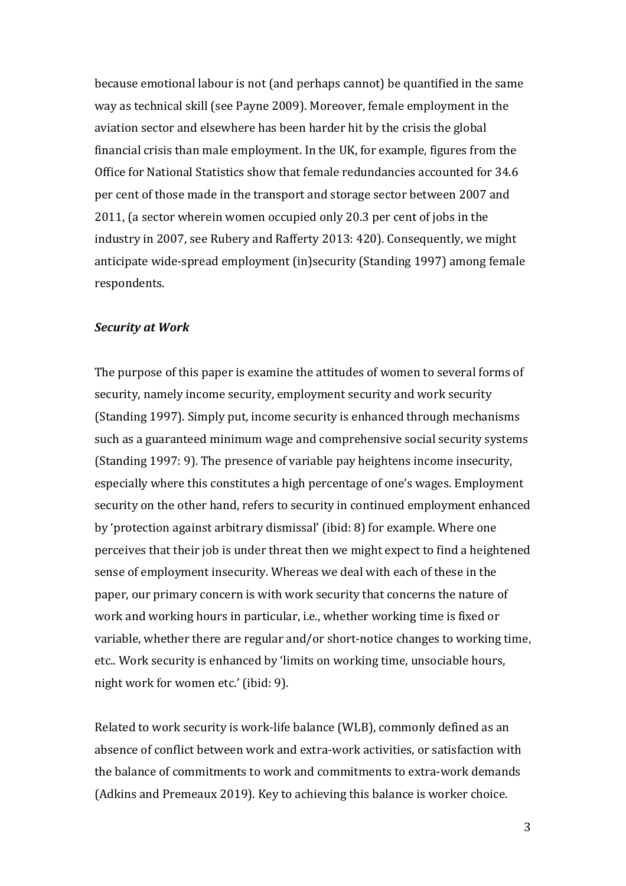because emotional labour is not (and perhaps cannot) be quantified in the same way as technical skill (see Payne 2009). Moreover, female employment in the aviation sector and elsewhere has been harder hit by the crisis the global financial crisis than male employment. In the UK, for example, figures from the Office for National Statistics show that female redundancies accounted for 34.6 per cent of those made in the transport and storage sector between 2007 and 2011, (a sector wherein women occupied only 20.3 per cent of jobs in the industry in 2007, see Rubery and Rafferty 2013: 420). Consequently, we might anticipate wide-spread employment (in)security (Standing 1997) among female respondents.

***Security at Work***

The purpose of this paper is examine the attitudes of women to several forms of security, namely income security, employment security and work security (Standing 1997). Simply put, income security is enhanced through mechanisms such as a guaranteed minimum wage and comprehensive social security systems (Standing 1997: 9). The presence of variable pay heightens income insecurity, especially where this constitutes a high percentage of one's wages. Employment security on the other hand, refers to security in continued employment enhanced by 'protection against arbitrary dismissal' (ibid: 8) for example. Where one perceives that their job is under threat then we might expect to find a heightened sense of employment insecurity. Whereas we deal with each of these in the paper, our primary concern is with work security that concerns the nature of work and working hours in particular, i.e., whether working time is fixed or variable, whether there are regular and/or short-notice changes to working time, etc.. Work security is enhanced by 'limits on working time, unsociable hours, night work for women etc.' (ibid: 9).

Related to work security is work-life balance (WLB), commonly defined as an absence of conflict between work and extra-work activities, or satisfaction with the balance of commitments to work and commitments to extra-work demands (Adkins and Premeaux 2019). Key to achieving this balance is worker choice.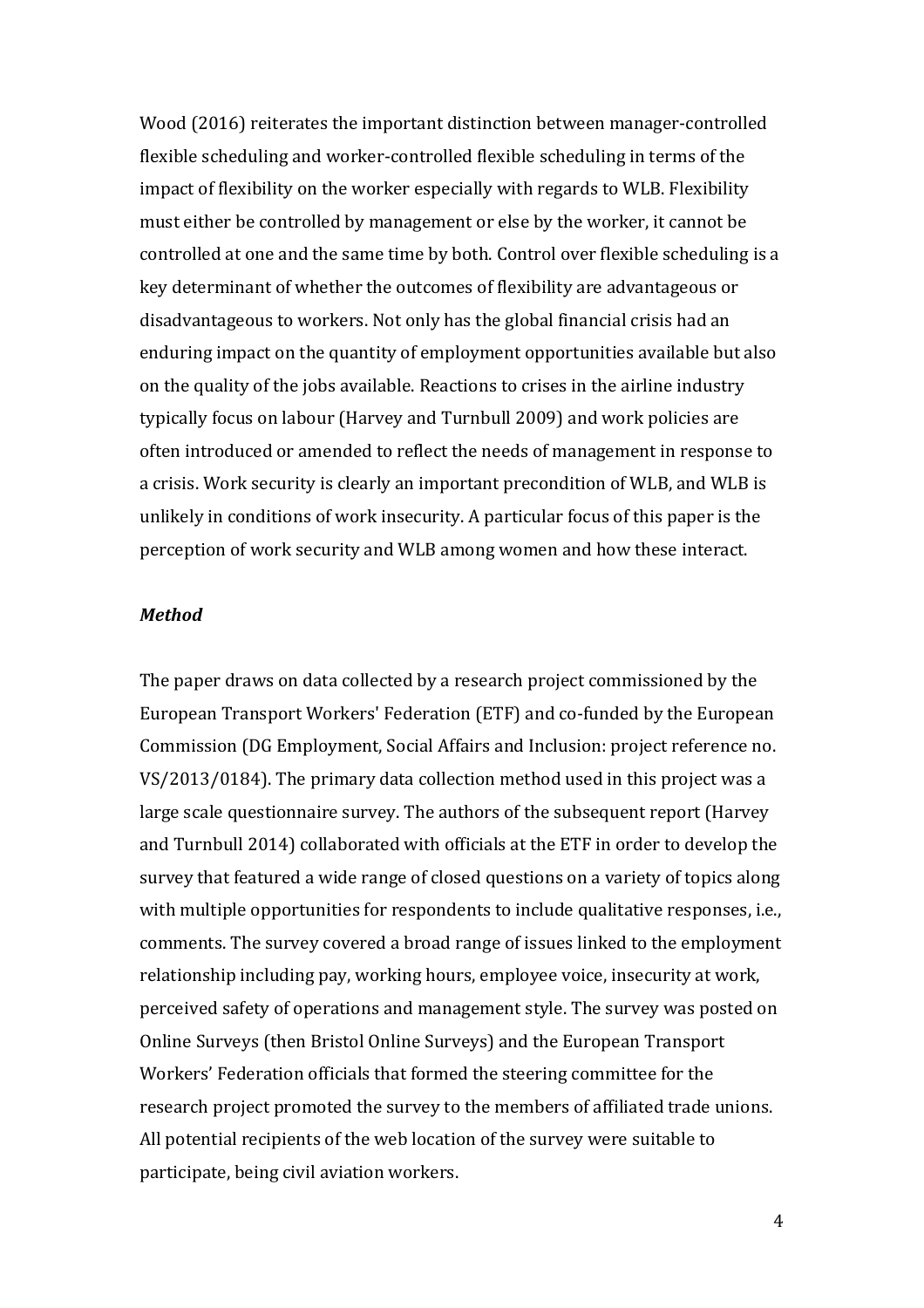Wood (2016) reiterates the important distinction between manager-controlled flexible scheduling and worker-controlled flexible scheduling in terms of the impact of flexibility on the worker especially with regards to WLB. Flexibility must either be controlled by management or else by the worker, it cannot be controlled at one and the same time by both. Control over flexible scheduling is a key determinant of whether the outcomes of flexibility are advantageous or disadvantageous to workers. Not only has the global financial crisis had an enduring impact on the quantity of employment opportunities available but also on the quality of the jobs available. Reactions to crises in the airline industry typically focus on labour (Harvey and Turnbull 2009) and work policies are often introduced or amended to reflect the needs of management in response to a crisis. Work security is clearly an important precondition of WLB, and WLB is unlikely in conditions of work insecurity. A particular focus of this paper is the perception of work security and WLB among women and how these interact.

***Method***

The paper draws on data collected by a research project commissioned by the European Transport Workers' Federation (ETF) and co-funded by the European Commission (DG Employment, Social Affairs and Inclusion: project reference no. VS/2013/0184). The primary data collection method used in this project was a large scale questionnaire survey. The authors of the subsequent report (Harvey and Turnbull 2014) collaborated with officials at the ETF in order to develop the survey that featured a wide range of closed questions on a variety of topics along with multiple opportunities for respondents to include qualitative responses, i.e., comments. The survey covered a broad range of issues linked to the employment relationship including pay, working hours, employee voice, insecurity at work, perceived safety of operations and management style. The survey was posted on Online Surveys (then Bristol Online Surveys) and the European Transport Workers' Federation officials that formed the steering committee for the research project promoted the survey to the members of affiliated trade unions. All potential recipients of the web location of the survey were suitable to participate, being civil aviation workers.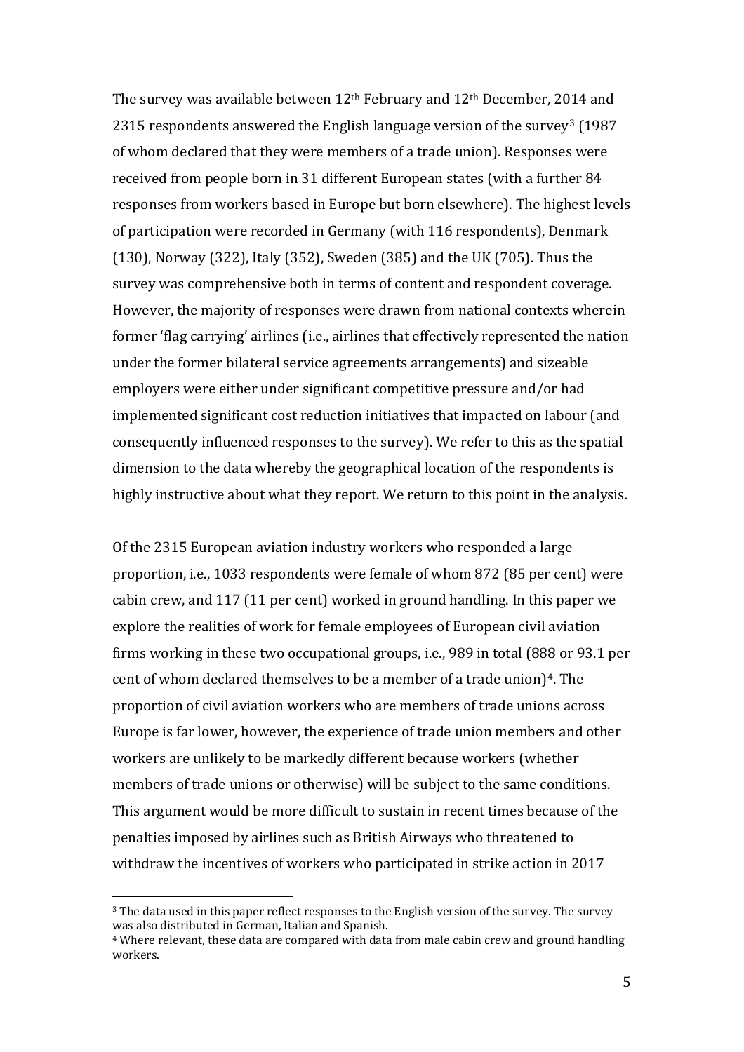The survey was available between 12th February and 12th December, 2014 and 2315 respondents answered the English language version of the survey[3] (1987 of whom declared that they were members of a trade union). Responses were received from people born in 31 different European states (with a further 84 responses from workers based in Europe but born elsewhere). The highest levels of participation were recorded in Germany (with 116 respondents), Denmark (130), Norway (322), Italy (352), Sweden (385) and the UK (705). Thus the survey was comprehensive both in terms of content and respondent coverage. However, the majority of responses were drawn from national contexts wherein former 'flag carrying' airlines (i.e., airlines that effectively represented the nation under the former bilateral service agreements arrangements) and sizeable employers were either under significant competitive pressure and/or had implemented significant cost reduction initiatives that impacted on labour (and consequently influenced responses to the survey). We refer to this as the spatial dimension to the data whereby the geographical location of the respondents is highly instructive about what they report. We return to this point in the analysis.

Of the 2315 European aviation industry workers who responded a large proportion, i.e., 1033 respondents were female of whom 872 (85 per cent) were cabin crew, and 117 (11 per cent) worked in ground handling. In this paper we explore the realities of work for female employees of European civil aviation firms working in these two occupational groups, i.e., 989 in total (888 or 93.1 per cent of whom declared themselves to be a member of a trade union)[4]. The proportion of civil aviation workers who are members of trade unions across Europe is far lower, however, the experience of trade union members and other workers are unlikely to be markedly different because workers (whether members of trade unions or otherwise) will be subject to the same conditions. This argument would be more difficult to sustain in recent times because of the penalties imposed by airlines such as British Airways who threatened to withdraw the incentives of workers who participated in strike action in 2017

[3] The data used in this paper reflect responses to the English version of the survey. The survey was also distributed in German, Italian and Spanish.

[4] Where relevant, these data are compared with data from male cabin crew and ground handling workers.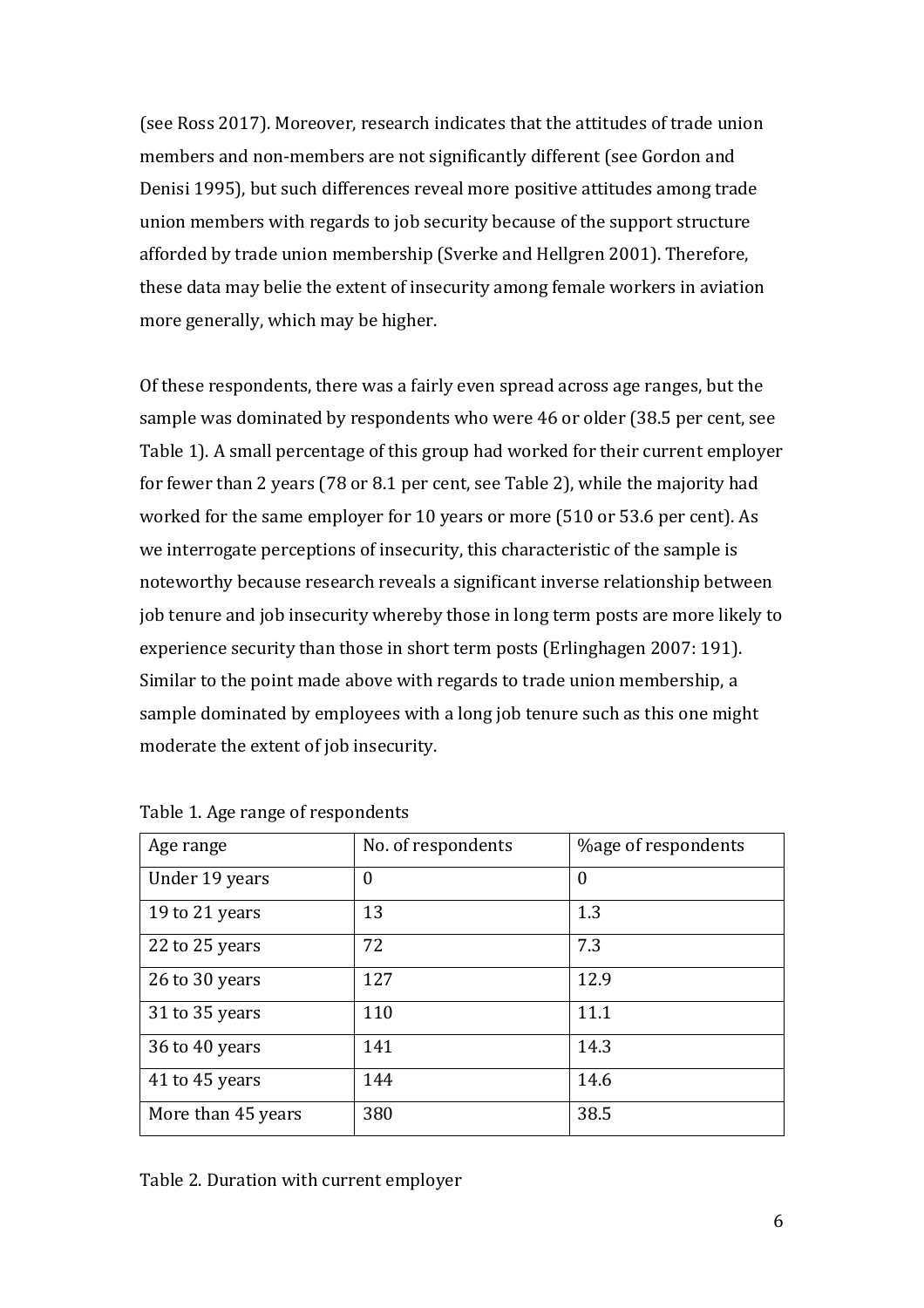(see Ross 2017). Moreover, research indicates that the attitudes of trade union members and non-members are not significantly different (see Gordon and Denisi 1995), but such differences reveal more positive attitudes among trade union members with regards to job security because of the support structure afforded by trade union membership (Sverke and Hellgren 2001). Therefore, these data may belie the extent of insecurity among female workers in aviation more generally, which may be higher.

Of these respondents, there was a fairly even spread across age ranges, but the sample was dominated by respondents who were 46 or older (38.5 per cent, see Table 1). A small percentage of this group had worked for their current employer for fewer than 2 years (78 or 8.1 per cent, see Table 2), while the majority had worked for the same employer for 10 years or more (510 or 53.6 per cent). As we interrogate perceptions of insecurity, this characteristic of the sample is noteworthy because research reveals a significant inverse relationship between job tenure and job insecurity whereby those in long term posts are more likely to experience security than those in short term posts (Erlinghagen 2007: 191). Similar to the point made above with regards to trade union membership, a sample dominated by employees with a long job tenure such as this one might moderate the extent of job insecurity.

Table 1. Age range of respondents

| Age range | No. of respondents | %age of respondents |
|---|---|---|
| Under 19 years | 0 | 0 |
| 19 to 21 years | 13 | 1.3 |
| 22 to 25 years | 72 | 7.3 |
| 26 to 30 years | 127 | 12.9 |
| 31 to 35 years | 110 | 11.1 |
| 36 to 40 years | 141 | 14.3 |
| 41 to 45 years | 144 | 14.6 |
| More than 45 years | 380 | 38.5 |

Table 2. Duration with current employer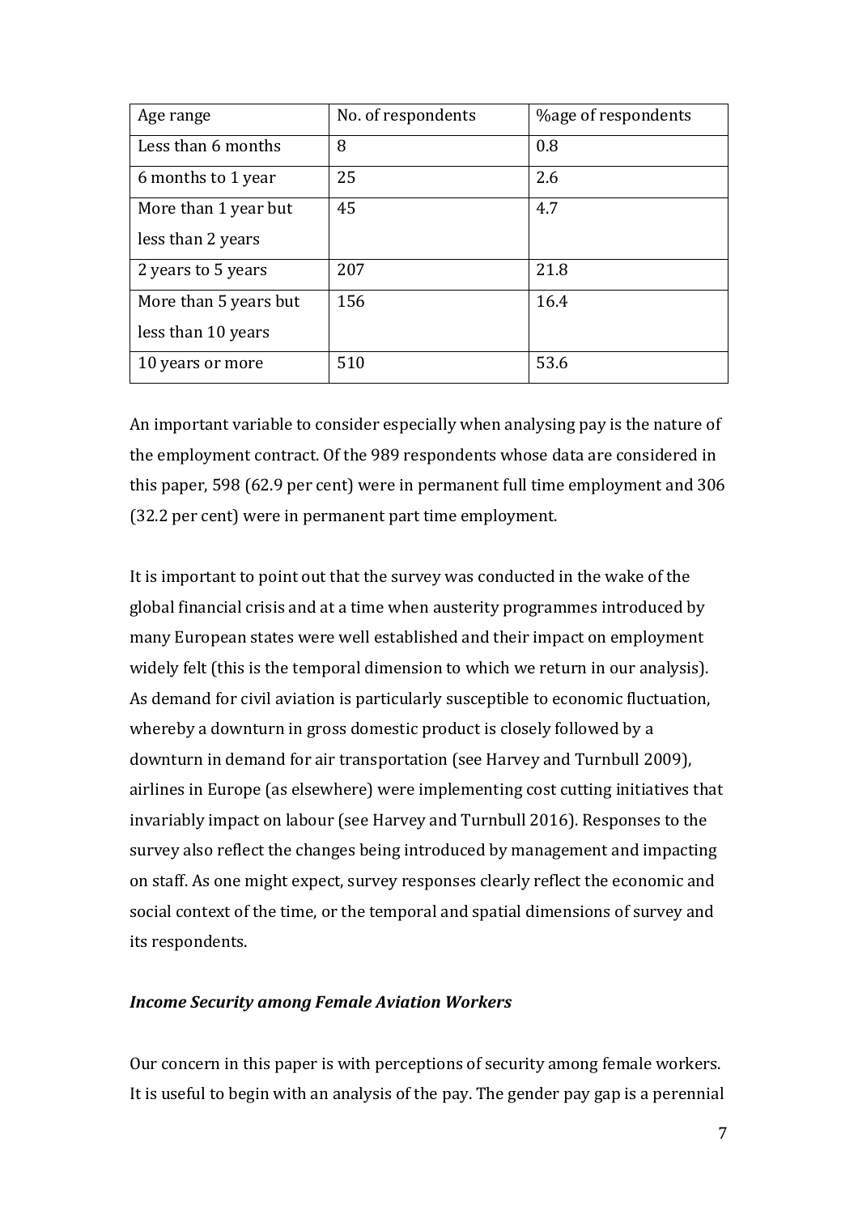| Age range | No. of respondents | %age of respondents |
|---|---|---|
| Less than 6 months | 8 | 0.8 |
| 6 months to 1 year | 25 | 2.6 |
| More than 1 year but less than 2 years | 45 | 4.7 |
| 2 years to 5 years | 207 | 21.8 |
| More than 5 years but less than 10 years | 156 | 16.4 |
| 10 years or more | 510 | 53.6 |

An important variable to consider especially when analysing pay is the nature of the employment contract. Of the 989 respondents whose data are considered in this paper, 598 (62.9 per cent) were in permanent full time employment and 306 (32.2 per cent) were in permanent part time employment.

It is important to point out that the survey was conducted in the wake of the global financial crisis and at a time when austerity programmes introduced by many European states were well established and their impact on employment widely felt (this is the temporal dimension to which we return in our analysis). As demand for civil aviation is particularly susceptible to economic fluctuation, whereby a downturn in gross domestic product is closely followed by a downturn in demand for air transportation (see Harvey and Turnbull 2009), airlines in Europe (as elsewhere) were implementing cost cutting initiatives that invariably impact on labour (see Harvey and Turnbull 2016). Responses to the survey also reflect the changes being introduced by management and impacting on staff. As one might expect, survey responses clearly reflect the economic and social context of the time, or the temporal and spatial dimensions of survey and its respondents.

### *Income Security among Female Aviation Workers*

Our concern in this paper is with perceptions of security among female workers. It is useful to begin with an analysis of the pay. The gender pay gap is a perennial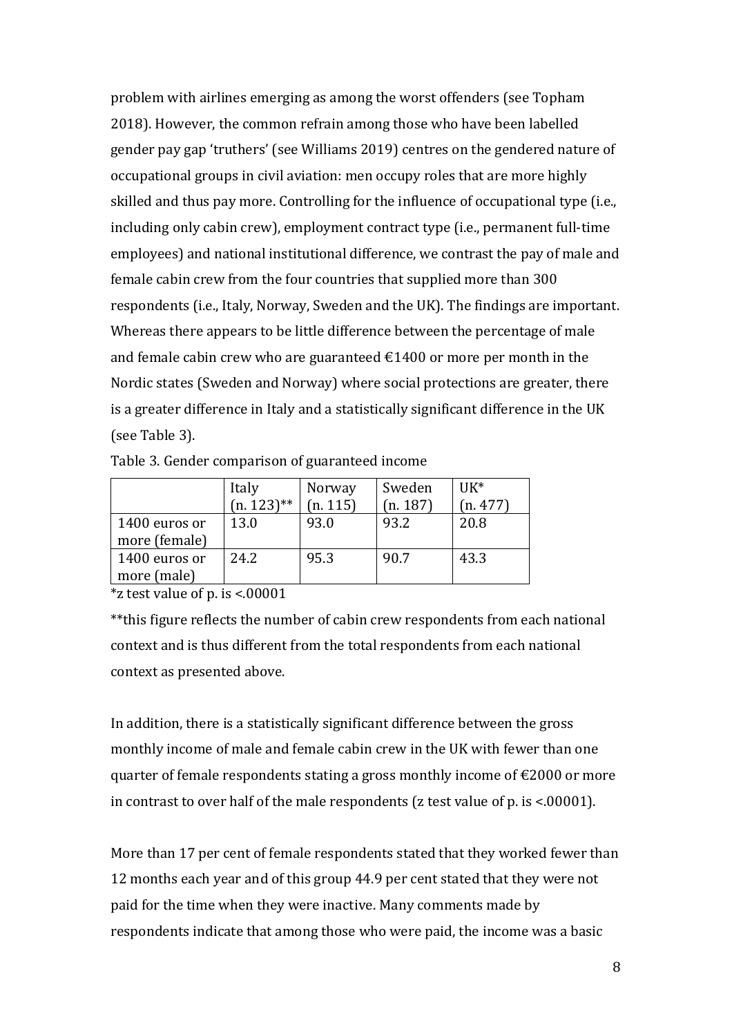problem with airlines emerging as among the worst offenders (see Topham 2018). However, the common refrain among those who have been labelled gender pay gap 'truthers' (see Williams 2019) centres on the gendered nature of occupational groups in civil aviation: men occupy roles that are more highly skilled and thus pay more. Controlling for the influence of occupational type (i.e., including only cabin crew), employment contract type (i.e., permanent full-time employees) and national institutional difference, we contrast the pay of male and female cabin crew from the four countries that supplied more than 300 respondents (i.e., Italy, Norway, Sweden and the UK). The findings are important. Whereas there appears to be little difference between the percentage of male and female cabin crew who are guaranteed €1400 or more per month in the Nordic states (Sweden and Norway) where social protections are greater, there is a greater difference in Italy and a statistically significant difference in the UK (see Table 3).

Table 3. Gender comparison of guaranteed income

| | Italy (n. 123)** | Norway (n. 115) | Sweden (n. 187) | UK* (n. 477) |
|---|---|---|---|---|
| 1400 euros or more (female) | 13.0 | 93.0 | 93.2 | 20.8 |
| 1400 euros or more (male) | 24.2 | 95.3 | 90.7 | 43.3 |

*z test value of p. is <.00001

**this figure reflects the number of cabin crew respondents from each national context and is thus different from the total respondents from each national context as presented above.

In addition, there is a statistically significant difference between the gross monthly income of male and female cabin crew in the UK with fewer than one quarter of female respondents stating a gross monthly income of €2000 or more in contrast to over half of the male respondents (z test value of p. is <.00001).

More than 17 per cent of female respondents stated that they worked fewer than 12 months each year and of this group 44.9 per cent stated that they were not paid for the time when they were inactive. Many comments made by respondents indicate that among those who were paid, the income was a basic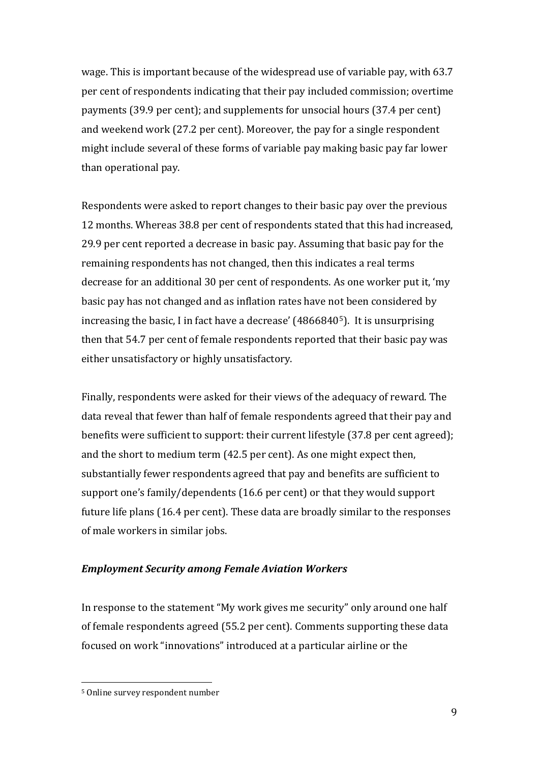wage. This is important because of the widespread use of variable pay, with 63.7 per cent of respondents indicating that their pay included commission; overtime payments (39.9 per cent); and supplements for unsocial hours (37.4 per cent) and weekend work (27.2 per cent). Moreover, the pay for a single respondent might include several of these forms of variable pay making basic pay far lower than operational pay.

Respondents were asked to report changes to their basic pay over the previous 12 months. Whereas 38.8 per cent of respondents stated that this had increased, 29.9 per cent reported a decrease in basic pay. Assuming that basic pay for the remaining respondents has not changed, then this indicates a real terms decrease for an additional 30 per cent of respondents. As one worker put it, 'my basic pay has not changed and as inflation rates have not been considered by increasing the basic, I in fact have a decrease' (4866840[5]). It is unsurprising then that 54.7 per cent of female respondents reported that their basic pay was either unsatisfactory or highly unsatisfactory.

Finally, respondents were asked for their views of the adequacy of reward. The data reveal that fewer than half of female respondents agreed that their pay and benefits were sufficient to support: their current lifestyle (37.8 per cent agreed); and the short to medium term (42.5 per cent). As one might expect then, substantially fewer respondents agreed that pay and benefits are sufficient to support one's family/dependents (16.6 per cent) or that they would support future life plans (16.4 per cent). These data are broadly similar to the responses of male workers in similar jobs.

### *Employment Security among Female Aviation Workers*

In response to the statement "My work gives me security" only around one half of female respondents agreed (55.2 per cent). Comments supporting these data focused on work "innovations" introduced at a particular airline or the

[5] Online survey respondent number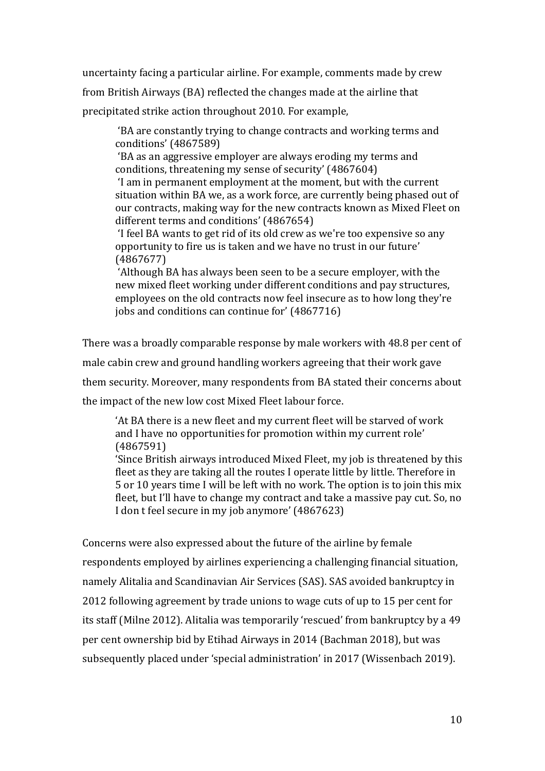uncertainty facing a particular airline. For example, comments made by crew from British Airways (BA) reflected the changes made at the airline that precipitated strike action throughout 2010. For example,

> 'BA are constantly trying to change contracts and working terms and conditions' (4867589)
> 'BA as an aggressive employer are always eroding my terms and conditions, threatening my sense of security' (4867604)
> 'I am in permanent employment at the moment, but with the current situation within BA we, as a work force, are currently being phased out of our contracts, making way for the new contracts known as Mixed Fleet on different terms and conditions' (4867654)
> 'I feel BA wants to get rid of its old crew as we're too expensive so any opportunity to fire us is taken and we have no trust in our future' (4867677)
> 'Although BA has always been seen to be a secure employer, with the new mixed fleet working under different conditions and pay structures, employees on the old contracts now feel insecure as to how long they're jobs and conditions can continue for' (4867716)

There was a broadly comparable response by male workers with 48.8 per cent of male cabin crew and ground handling workers agreeing that their work gave them security. Moreover, many respondents from BA stated their concerns about the impact of the new low cost Mixed Fleet labour force.

> 'At BA there is a new fleet and my current fleet will be starved of work and I have no opportunities for promotion within my current role' (4867591)
> 'Since British airways introduced Mixed Fleet, my job is threatened by this fleet as they are taking all the routes I operate little by little. Therefore in 5 or 10 years time I will be left with no work. The option is to join this mix fleet, but I'll have to change my contract and take a massive pay cut. So, no I don t feel secure in my job anymore' (4867623)

Concerns were also expressed about the future of the airline by female respondents employed by airlines experiencing a challenging financial situation, namely Alitalia and Scandinavian Air Services (SAS). SAS avoided bankruptcy in 2012 following agreement by trade unions to wage cuts of up to 15 per cent for its staff (Milne 2012). Alitalia was temporarily 'rescued' from bankruptcy by a 49 per cent ownership bid by Etihad Airways in 2014 (Bachman 2018), but was subsequently placed under 'special administration' in 2017 (Wissenbach 2019).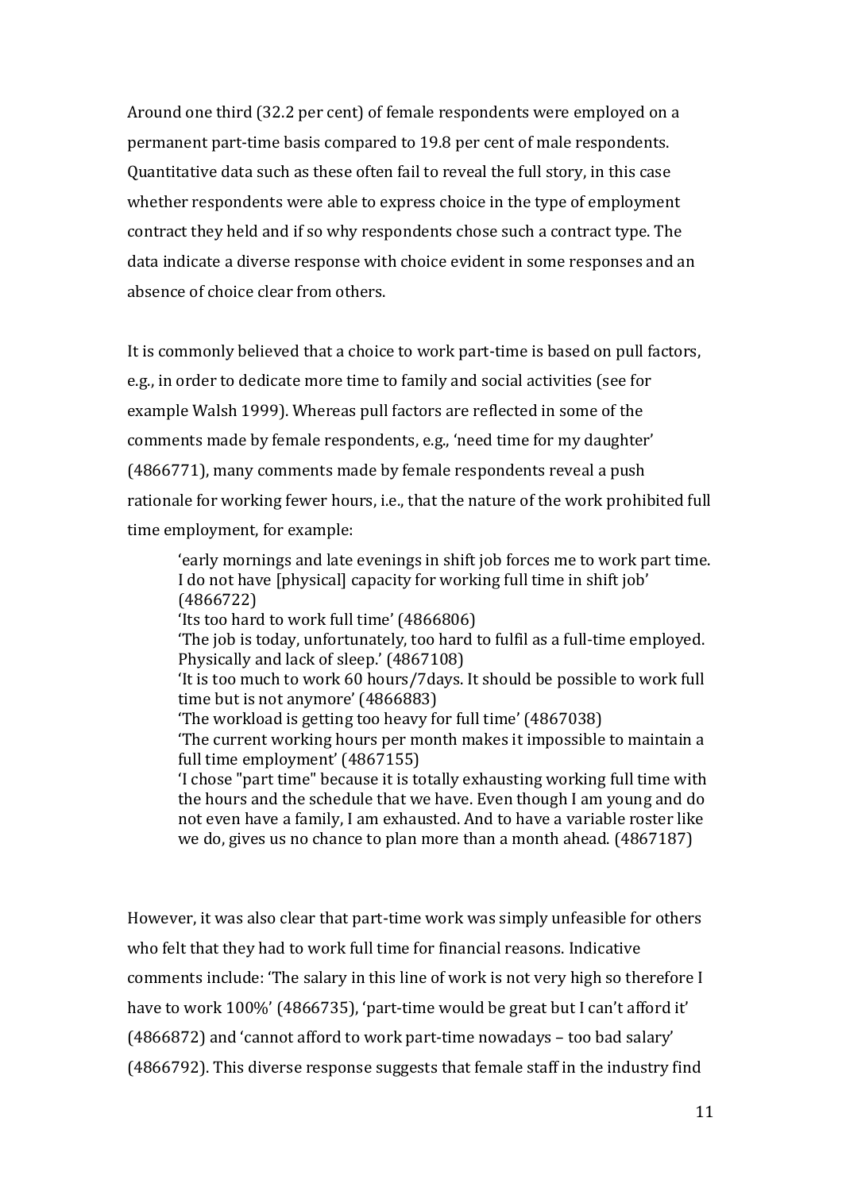Around one third (32.2 per cent) of female respondents were employed on a permanent part-time basis compared to 19.8 per cent of male respondents. Quantitative data such as these often fail to reveal the full story, in this case whether respondents were able to express choice in the type of employment contract they held and if so why respondents chose such a contract type. The data indicate a diverse response with choice evident in some responses and an absence of choice clear from others.

It is commonly believed that a choice to work part-time is based on pull factors, e.g., in order to dedicate more time to family and social activities (see for example Walsh 1999). Whereas pull factors are reflected in some of the comments made by female respondents, e.g., 'need time for my daughter' (4866771), many comments made by female respondents reveal a push rationale for working fewer hours, i.e., that the nature of the work prohibited full time employment, for example:

> 'early mornings and late evenings in shift job forces me to work part time. I do not have [physical] capacity for working full time in shift job' (4866722)
> 'Its too hard to work full time' (4866806)
> 'The job is today, unfortunately, too hard to fulfil as a full-time employed. Physically and lack of sleep.' (4867108)
> 'It is too much to work 60 hours/7days. It should be possible to work full time but is not anymore' (4866883)
> 'The workload is getting too heavy for full time' (4867038)
> 'The current working hours per month makes it impossible to maintain a full time employment' (4867155)
> 'I chose "part time" because it is totally exhausting working full time with the hours and the schedule that we have. Even though I am young and do not even have a family, I am exhausted. And to have a variable roster like we do, gives us no chance to plan more than a month ahead. (4867187)

However, it was also clear that part-time work was simply unfeasible for others who felt that they had to work full time for financial reasons. Indicative comments include: 'The salary in this line of work is not very high so therefore I have to work 100%' (4866735), 'part-time would be great but I can't afford it' (4866872) and 'cannot afford to work part-time nowadays – too bad salary' (4866792). This diverse response suggests that female staff in the industry find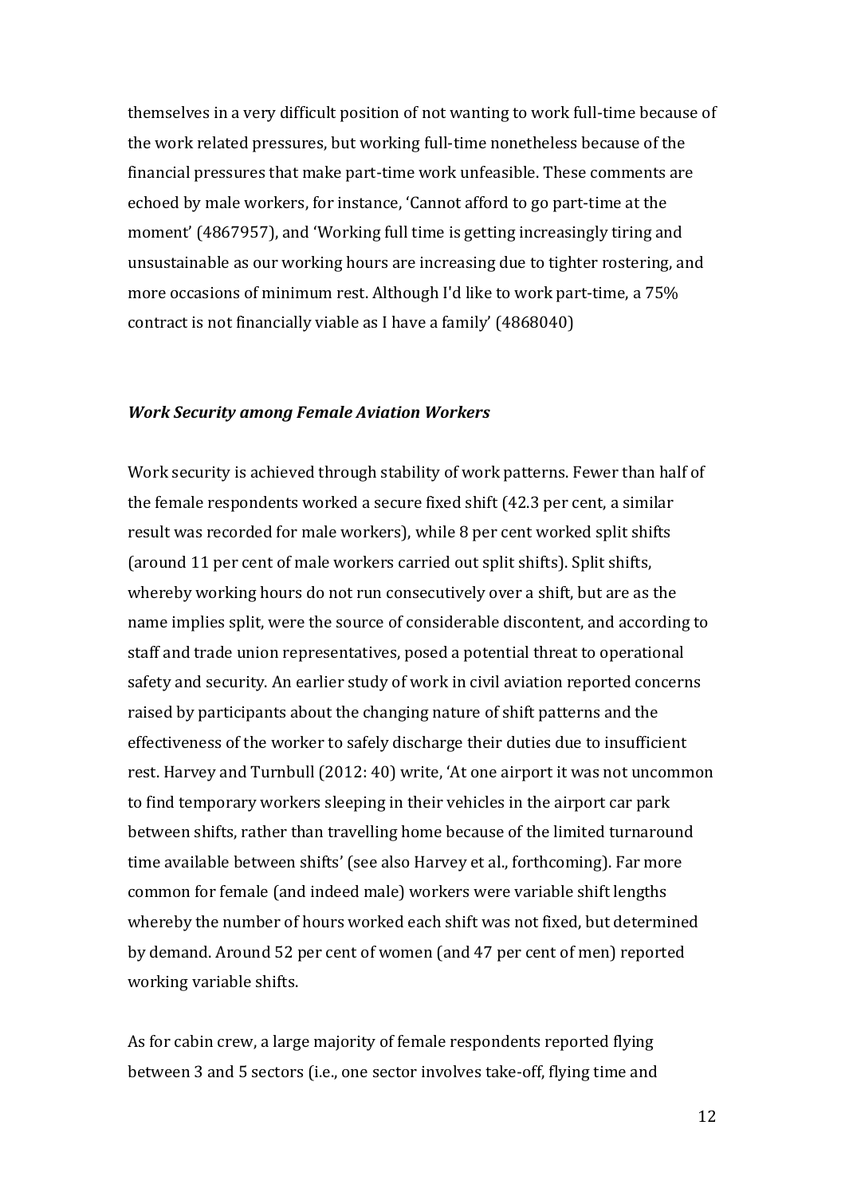themselves in a very difficult position of not wanting to work full-time because of the work related pressures, but working full-time nonetheless because of the financial pressures that make part-time work unfeasible. These comments are echoed by male workers, for instance, 'Cannot afford to go part-time at the moment' (4867957), and 'Working full time is getting increasingly tiring and unsustainable as our working hours are increasing due to tighter rostering, and more occasions of minimum rest. Although I'd like to work part-time, a 75% contract is not financially viable as I have a family' (4868040)

### *Work Security among Female Aviation Workers*

Work security is achieved through stability of work patterns. Fewer than half of the female respondents worked a secure fixed shift (42.3 per cent, a similar result was recorded for male workers), while 8 per cent worked split shifts (around 11 per cent of male workers carried out split shifts). Split shifts, whereby working hours do not run consecutively over a shift, but are as the name implies split, were the source of considerable discontent, and according to staff and trade union representatives, posed a potential threat to operational safety and security. An earlier study of work in civil aviation reported concerns raised by participants about the changing nature of shift patterns and the effectiveness of the worker to safely discharge their duties due to insufficient rest. Harvey and Turnbull (2012: 40) write, 'At one airport it was not uncommon to find temporary workers sleeping in their vehicles in the airport car park between shifts, rather than travelling home because of the limited turnaround time available between shifts' (see also Harvey et al., forthcoming). Far more common for female (and indeed male) workers were variable shift lengths whereby the number of hours worked each shift was not fixed, but determined by demand. Around 52 per cent of women (and 47 per cent of men) reported working variable shifts.

As for cabin crew, a large majority of female respondents reported flying between 3 and 5 sectors (i.e., one sector involves take-off, flying time and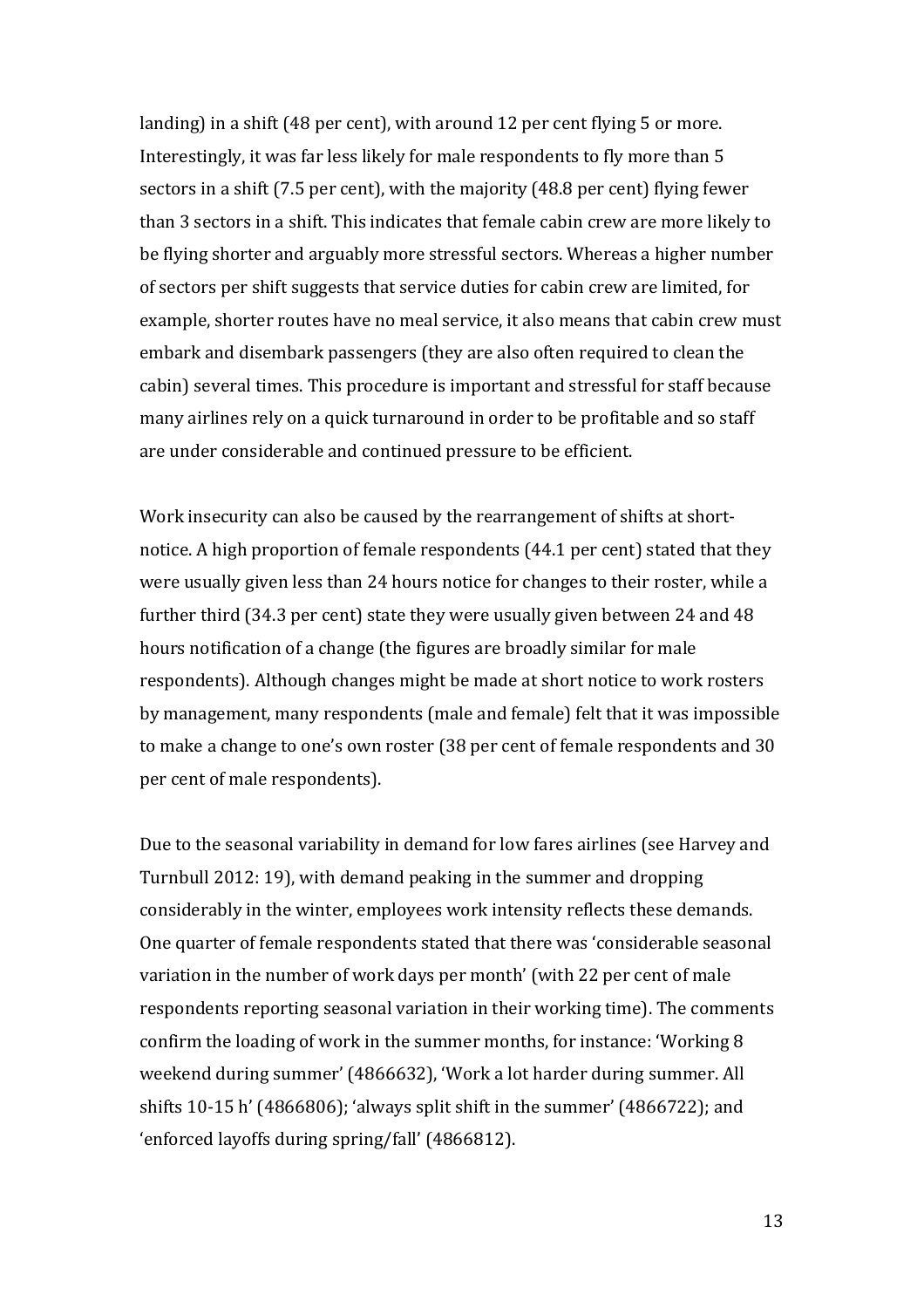landing) in a shift (48 per cent), with around 12 per cent flying 5 or more. Interestingly, it was far less likely for male respondents to fly more than 5 sectors in a shift (7.5 per cent), with the majority (48.8 per cent) flying fewer than 3 sectors in a shift. This indicates that female cabin crew are more likely to be flying shorter and arguably more stressful sectors. Whereas a higher number of sectors per shift suggests that service duties for cabin crew are limited, for example, shorter routes have no meal service, it also means that cabin crew must embark and disembark passengers (they are also often required to clean the cabin) several times. This procedure is important and stressful for staff because many airlines rely on a quick turnaround in order to be profitable and so staff are under considerable and continued pressure to be efficient.

Work insecurity can also be caused by the rearrangement of shifts at short-notice. A high proportion of female respondents (44.1 per cent) stated that they were usually given less than 24 hours notice for changes to their roster, while a further third (34.3 per cent) state they were usually given between 24 and 48 hours notification of a change (the figures are broadly similar for male respondents). Although changes might be made at short notice to work rosters by management, many respondents (male and female) felt that it was impossible to make a change to one's own roster (38 per cent of female respondents and 30 per cent of male respondents).

Due to the seasonal variability in demand for low fares airlines (see Harvey and Turnbull 2012: 19), with demand peaking in the summer and dropping considerably in the winter, employees work intensity reflects these demands. One quarter of female respondents stated that there was 'considerable seasonal variation in the number of work days per month' (with 22 per cent of male respondents reporting seasonal variation in their working time). The comments confirm the loading of work in the summer months, for instance: 'Working 8 weekend during summer' (4866632), 'Work a lot harder during summer. All shifts 10-15 h' (4866806); 'always split shift in the summer' (4866722); and 'enforced layoffs during spring/fall' (4866812).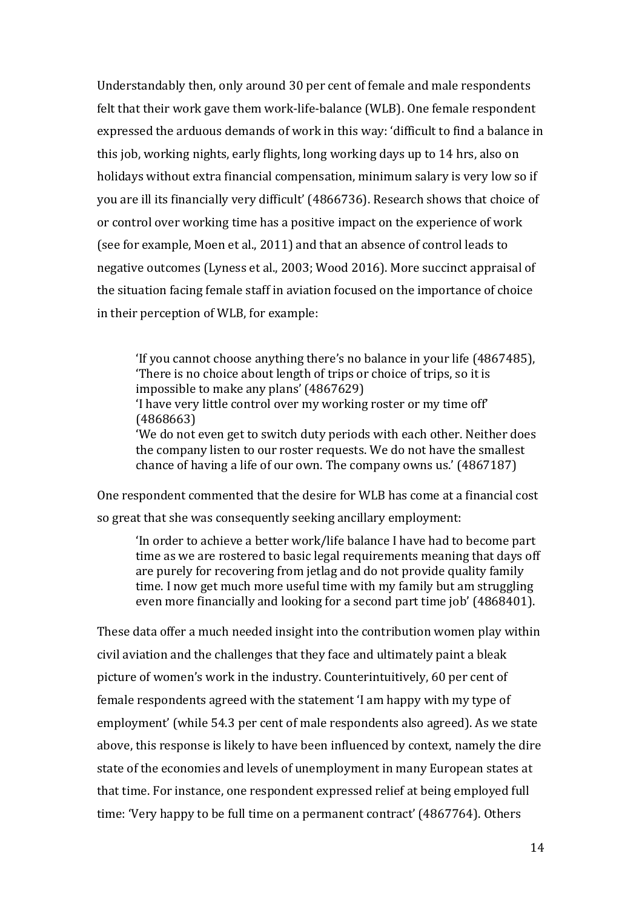Understandably then, only around 30 per cent of female and male respondents felt that their work gave them work-life-balance (WLB). One female respondent expressed the arduous demands of work in this way: 'difficult to find a balance in this job, working nights, early flights, long working days up to 14 hrs, also on holidays without extra financial compensation, minimum salary is very low so if you are ill its financially very difficult' (4866736). Research shows that choice of or control over working time has a positive impact on the experience of work (see for example, Moen et al., 2011) and that an absence of control leads to negative outcomes (Lyness et al., 2003; Wood 2016). More succinct appraisal of the situation facing female staff in aviation focused on the importance of choice in their perception of WLB, for example:

> 'If you cannot choose anything there's no balance in your life (4867485),
> 'There is no choice about length of trips or choice of trips, so it is impossible to make any plans' (4867629)
> 'I have very little control over my working roster or my time off' (4868663)
> 'We do not even get to switch duty periods with each other. Neither does the company listen to our roster requests. We do not have the smallest chance of having a life of our own. The company owns us.' (4867187)

One respondent commented that the desire for WLB has come at a financial cost so great that she was consequently seeking ancillary employment:

> 'In order to achieve a better work/life balance I have had to become part time as we are rostered to basic legal requirements meaning that days off are purely for recovering from jetlag and do not provide quality family time. I now get much more useful time with my family but am struggling even more financially and looking for a second part time job' (4868401).

These data offer a much needed insight into the contribution women play within civil aviation and the challenges that they face and ultimately paint a bleak picture of women's work in the industry. Counterintuitively, 60 per cent of female respondents agreed with the statement 'I am happy with my type of employment' (while 54.3 per cent of male respondents also agreed). As we state above, this response is likely to have been influenced by context, namely the dire state of the economies and levels of unemployment in many European states at that time. For instance, one respondent expressed relief at being employed full time: 'Very happy to be full time on a permanent contract' (4867764). Others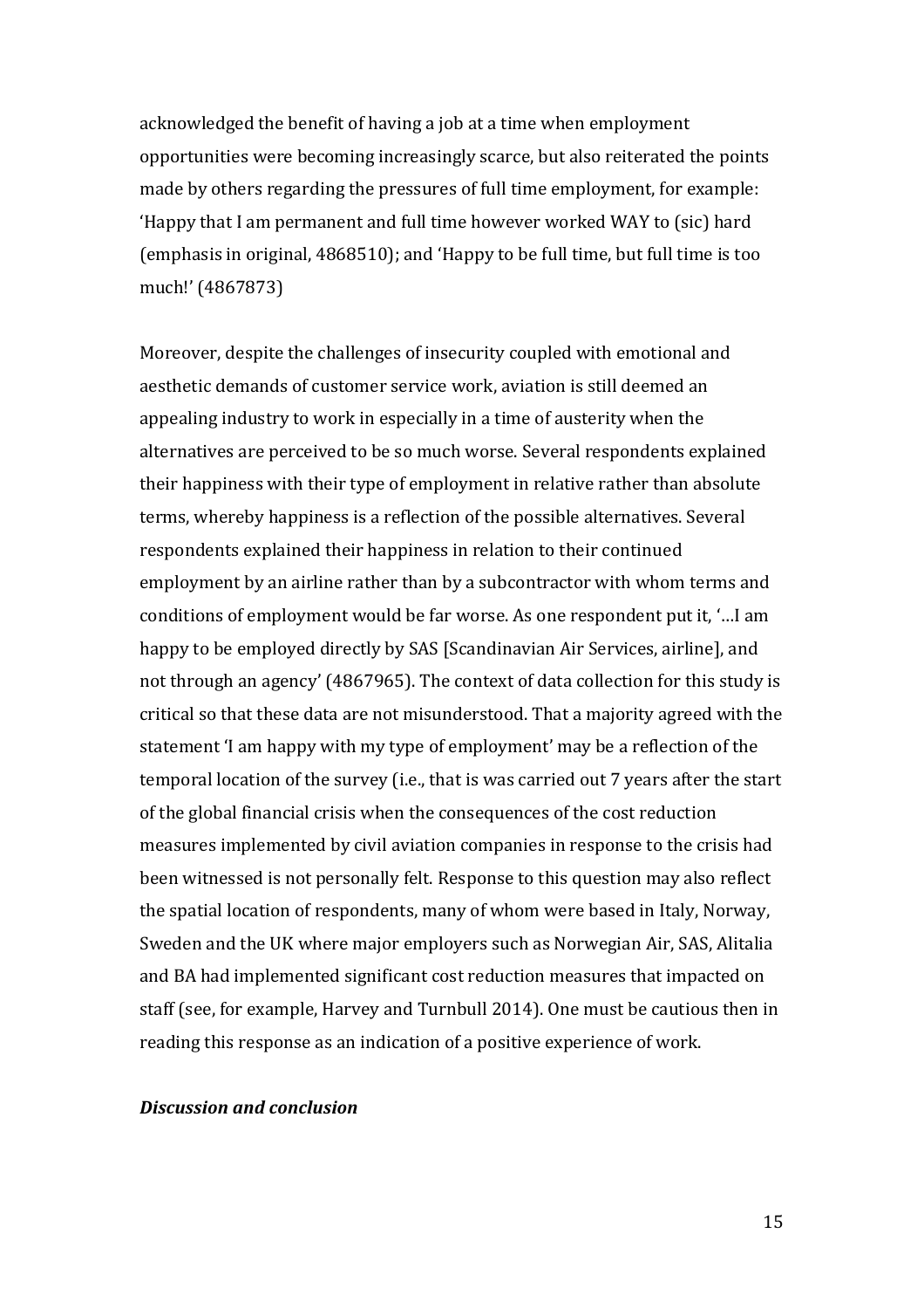acknowledged the benefit of having a job at a time when employment opportunities were becoming increasingly scarce, but also reiterated the points made by others regarding the pressures of full time employment, for example: 'Happy that I am permanent and full time however worked WAY to (sic) hard (emphasis in original, 4868510); and 'Happy to be full time, but full time is too much!' (4867873)

Moreover, despite the challenges of insecurity coupled with emotional and aesthetic demands of customer service work, aviation is still deemed an appealing industry to work in especially in a time of austerity when the alternatives are perceived to be so much worse. Several respondents explained their happiness with their type of employment in relative rather than absolute terms, whereby happiness is a reflection of the possible alternatives. Several respondents explained their happiness in relation to their continued employment by an airline rather than by a subcontractor with whom terms and conditions of employment would be far worse. As one respondent put it, '…I am happy to be employed directly by SAS [Scandinavian Air Services, airline], and not through an agency' (4867965). The context of data collection for this study is critical so that these data are not misunderstood. That a majority agreed with the statement 'I am happy with my type of employment' may be a reflection of the temporal location of the survey (i.e., that is was carried out 7 years after the start of the global financial crisis when the consequences of the cost reduction measures implemented by civil aviation companies in response to the crisis had been witnessed is not personally felt. Response to this question may also reflect the spatial location of respondents, many of whom were based in Italy, Norway, Sweden and the UK where major employers such as Norwegian Air, SAS, Alitalia and BA had implemented significant cost reduction measures that impacted on staff (see, for example, Harvey and Turnbull 2014). One must be cautious then in reading this response as an indication of a positive experience of work.

### ***Discussion and conclusion***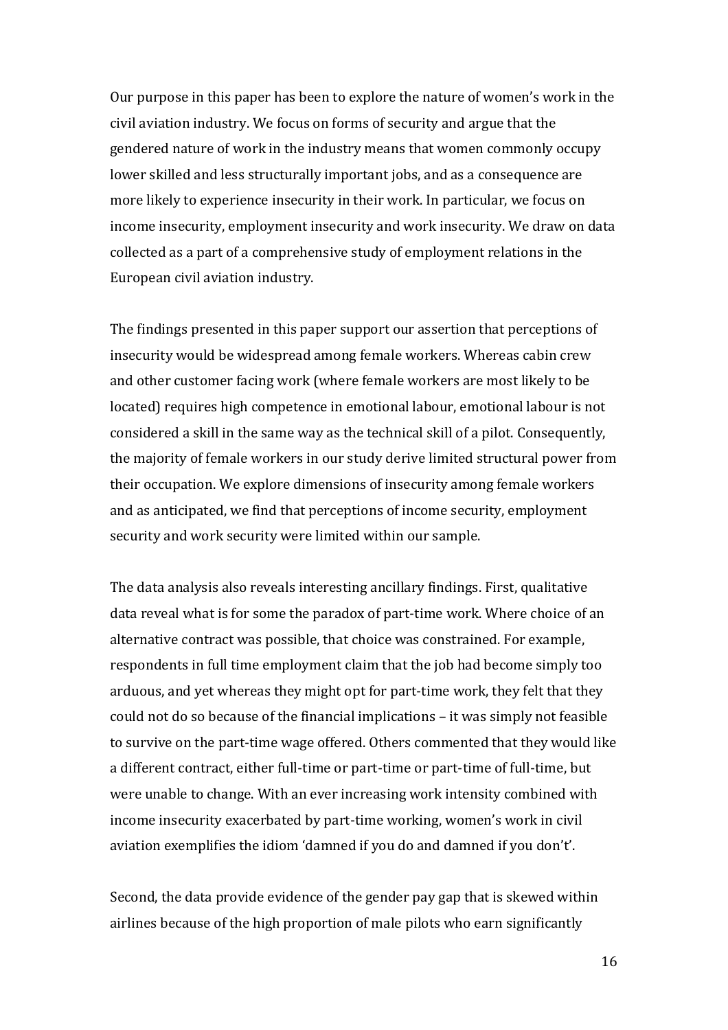Our purpose in this paper has been to explore the nature of women's work in the civil aviation industry. We focus on forms of security and argue that the gendered nature of work in the industry means that women commonly occupy lower skilled and less structurally important jobs, and as a consequence are more likely to experience insecurity in their work. In particular, we focus on income insecurity, employment insecurity and work insecurity. We draw on data collected as a part of a comprehensive study of employment relations in the European civil aviation industry.

The findings presented in this paper support our assertion that perceptions of insecurity would be widespread among female workers. Whereas cabin crew and other customer facing work (where female workers are most likely to be located) requires high competence in emotional labour, emotional labour is not considered a skill in the same way as the technical skill of a pilot. Consequently, the majority of female workers in our study derive limited structural power from their occupation. We explore dimensions of insecurity among female workers and as anticipated, we find that perceptions of income security, employment security and work security were limited within our sample.

The data analysis also reveals interesting ancillary findings. First, qualitative data reveal what is for some the paradox of part-time work. Where choice of an alternative contract was possible, that choice was constrained. For example, respondents in full time employment claim that the job had become simply too arduous, and yet whereas they might opt for part-time work, they felt that they could not do so because of the financial implications – it was simply not feasible to survive on the part-time wage offered. Others commented that they would like a different contract, either full-time or part-time or part-time of full-time, but were unable to change. With an ever increasing work intensity combined with income insecurity exacerbated by part-time working, women's work in civil aviation exemplifies the idiom 'damned if you do and damned if you don't'.

Second, the data provide evidence of the gender pay gap that is skewed within airlines because of the high proportion of male pilots who earn significantly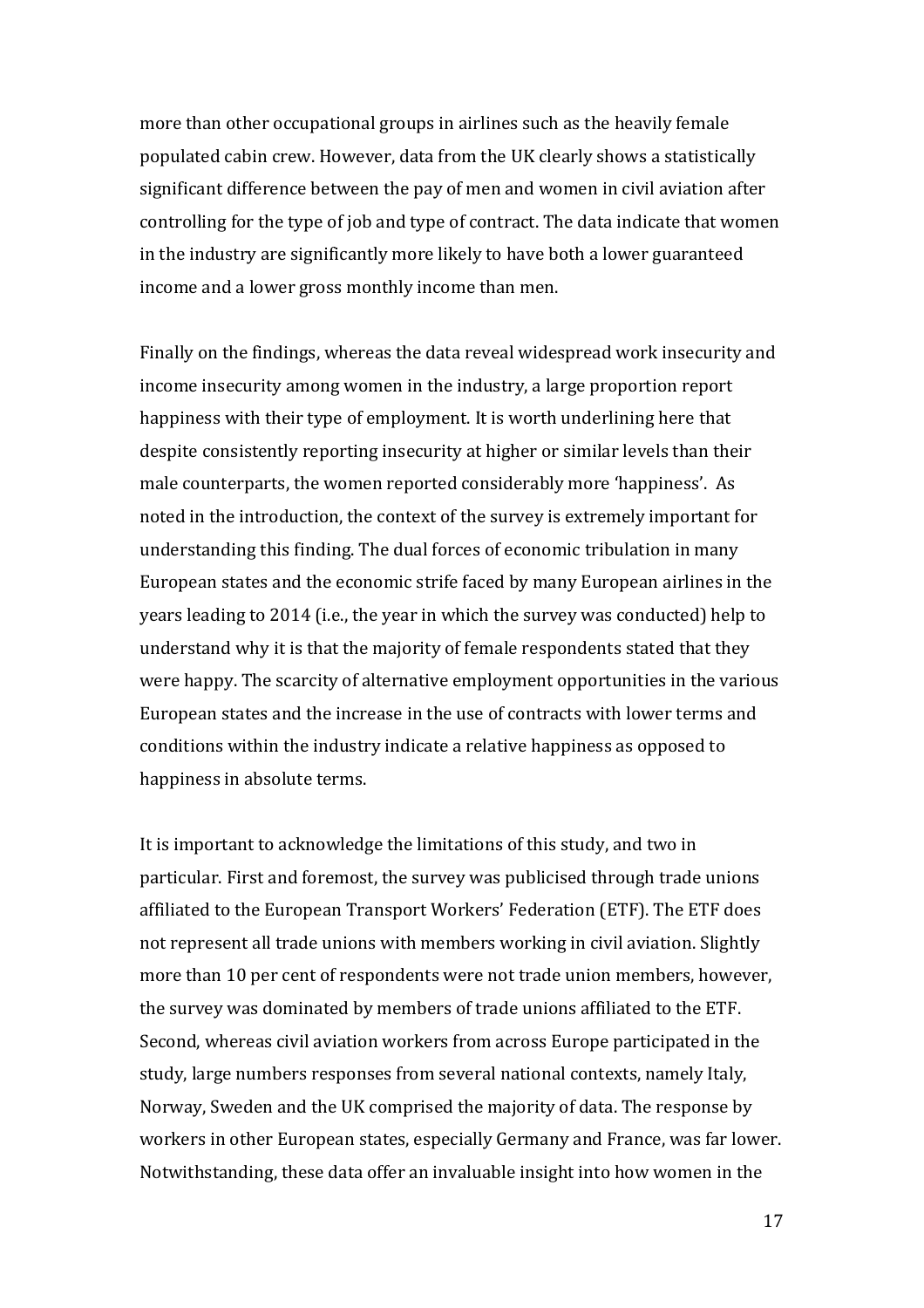more than other occupational groups in airlines such as the heavily female populated cabin crew. However, data from the UK clearly shows a statistically significant difference between the pay of men and women in civil aviation after controlling for the type of job and type of contract. The data indicate that women in the industry are significantly more likely to have both a lower guaranteed income and a lower gross monthly income than men.

Finally on the findings, whereas the data reveal widespread work insecurity and income insecurity among women in the industry, a large proportion report happiness with their type of employment. It is worth underlining here that despite consistently reporting insecurity at higher or similar levels than their male counterparts, the women reported considerably more 'happiness'. As noted in the introduction, the context of the survey is extremely important for understanding this finding. The dual forces of economic tribulation in many European states and the economic strife faced by many European airlines in the years leading to 2014 (i.e., the year in which the survey was conducted) help to understand why it is that the majority of female respondents stated that they were happy. The scarcity of alternative employment opportunities in the various European states and the increase in the use of contracts with lower terms and conditions within the industry indicate a relative happiness as opposed to happiness in absolute terms.

It is important to acknowledge the limitations of this study, and two in particular. First and foremost, the survey was publicised through trade unions affiliated to the European Transport Workers' Federation (ETF). The ETF does not represent all trade unions with members working in civil aviation. Slightly more than 10 per cent of respondents were not trade union members, however, the survey was dominated by members of trade unions affiliated to the ETF. Second, whereas civil aviation workers from across Europe participated in the study, large numbers responses from several national contexts, namely Italy, Norway, Sweden and the UK comprised the majority of data. The response by workers in other European states, especially Germany and France, was far lower. Notwithstanding, these data offer an invaluable insight into how women in the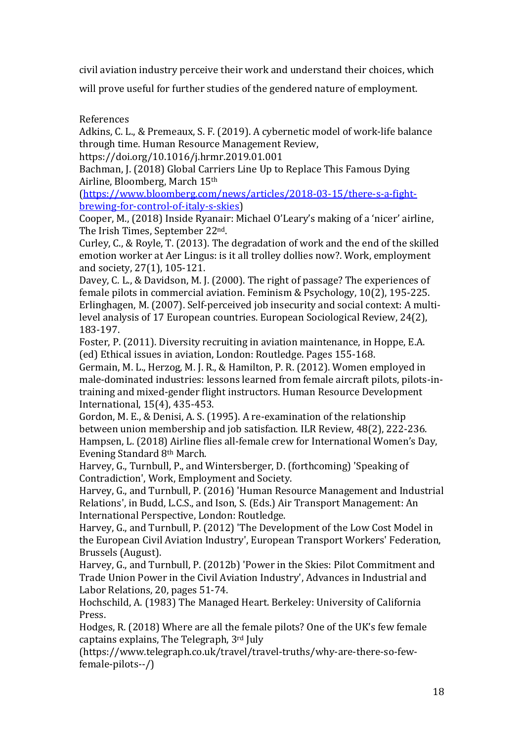civil aviation industry perceive their work and understand their choices, which will prove useful for further studies of the gendered nature of employment.

References

Adkins, C. L., & Premeaux, S. F. (2019). A cybernetic model of work-life balance through time. Human Resource Management Review, https://doi.org/10.1016/j.hrmr.2019.01.001

Bachman, J. (2018) Global Carriers Line Up to Replace This Famous Dying Airline, Bloomberg, March 15th (https://www.bloomberg.com/news/articles/2018-03-15/there-s-a-fight-brewing-for-control-of-italy-s-skies)

Cooper, M., (2018) Inside Ryanair: Michael O'Leary's making of a 'nicer' airline, The Irish Times, September 22nd.

Curley, C., & Royle, T. (2013). The degradation of work and the end of the skilled emotion worker at Aer Lingus: is it all trolley dollies now?. Work, employment and society, 27(1), 105-121.

Davey, C. L., & Davidson, M. J. (2000). The right of passage? The experiences of female pilots in commercial aviation. Feminism & Psychology, 10(2), 195-225.

Erlinghagen, M. (2007). Self-perceived job insecurity and social context: A multi-level analysis of 17 European countries. European Sociological Review, 24(2), 183-197.

Foster, P. (2011). Diversity recruiting in aviation maintenance, in Hoppe, E.A. (ed) Ethical issues in aviation, London: Routledge. Pages 155-168.

Germain, M. L., Herzog, M. J. R., & Hamilton, P. R. (2012). Women employed in male-dominated industries: lessons learned from female aircraft pilots, pilots-in-training and mixed-gender flight instructors. Human Resource Development International, 15(4), 435-453.

Gordon, M. E., & Denisi, A. S. (1995). A re-examination of the relationship between union membership and job satisfaction. ILR Review, 48(2), 222-236.

Hampsen, L. (2018) Airline flies all-female crew for International Women's Day, Evening Standard 8th March.

Harvey, G., Turnbull, P., and Wintersberger, D. (forthcoming) 'Speaking of Contradiction', Work, Employment and Society.

Harvey, G., and Turnbull, P. (2016) 'Human Resource Management and Industrial Relations', in Budd, L.C.S., and Ison, S. (Eds.) Air Transport Management: An International Perspective, London: Routledge.

Harvey, G., and Turnbull, P. (2012) 'The Development of the Low Cost Model in the European Civil Aviation Industry', European Transport Workers' Federation, Brussels (August).

Harvey, G., and Turnbull, P. (2012b) 'Power in the Skies: Pilot Commitment and Trade Union Power in the Civil Aviation Industry', Advances in Industrial and Labor Relations, 20, pages 51-74.

Hochschild, A. (1983) The Managed Heart. Berkeley: University of California Press.

Hodges, R. (2018) Where are all the female pilots? One of the UK's few female captains explains, The Telegraph, 3rd July (https://www.telegraph.co.uk/travel/travel-truths/why-are-there-so-few-female-pilots--/)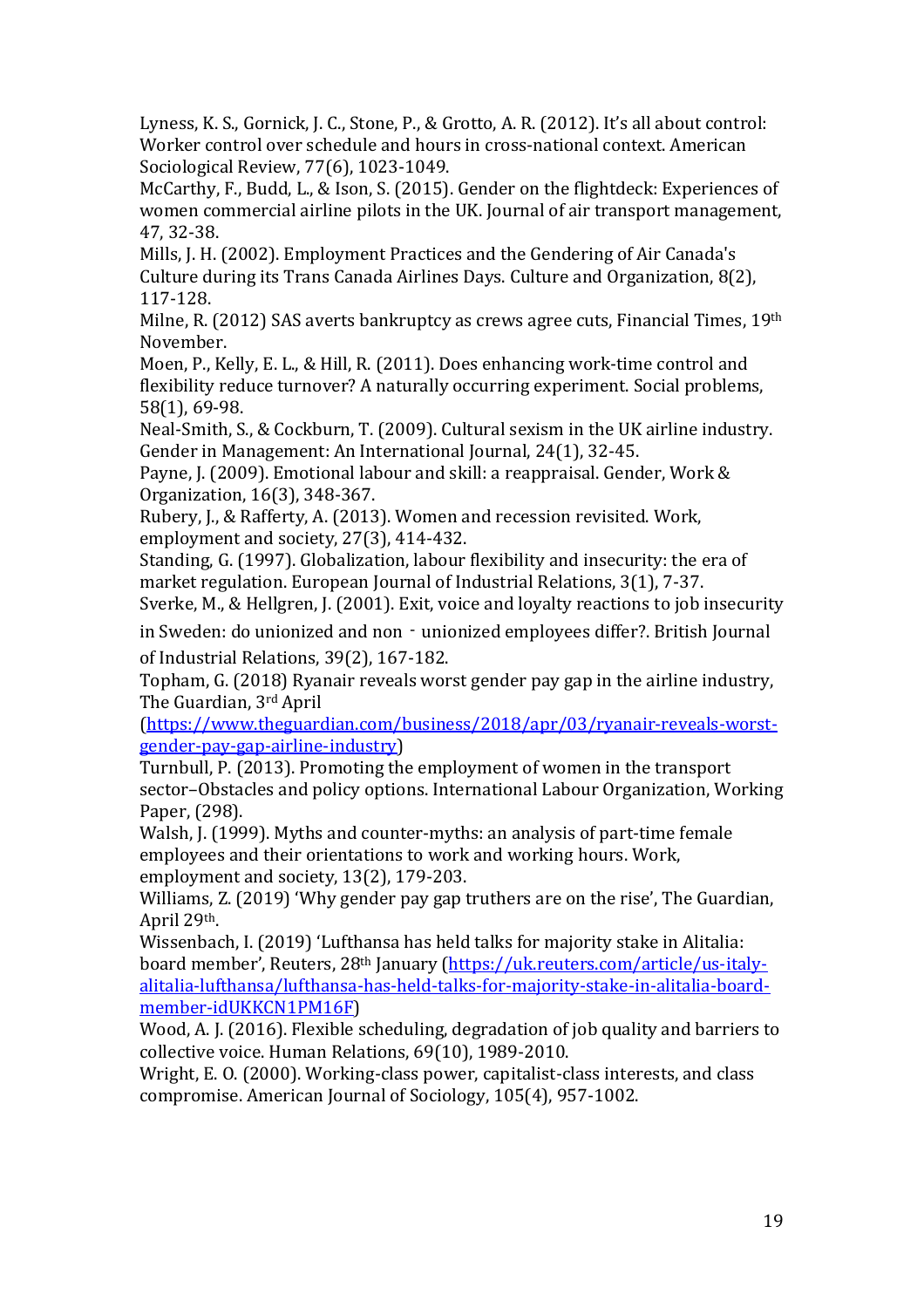Lyness, K. S., Gornick, J. C., Stone, P., & Grotto, A. R. (2012). It's all about control: Worker control over schedule and hours in cross-national context. American Sociological Review, 77(6), 1023-1049.

McCarthy, F., Budd, L., & Ison, S. (2015). Gender on the flightdeck: Experiences of women commercial airline pilots in the UK. Journal of air transport management, 47, 32-38.

Mills, J. H. (2002). Employment Practices and the Gendering of Air Canada's Culture during its Trans Canada Airlines Days. Culture and Organization, 8(2), 117-128.

Milne, R. (2012) SAS averts bankruptcy as crews agree cuts, Financial Times, 19th November.

Moen, P., Kelly, E. L., & Hill, R. (2011). Does enhancing work-time control and flexibility reduce turnover? A naturally occurring experiment. Social problems, 58(1), 69-98.

Neal-Smith, S., & Cockburn, T. (2009). Cultural sexism in the UK airline industry. Gender in Management: An International Journal, 24(1), 32-45.

Payne, J. (2009). Emotional labour and skill: a reappraisal. Gender, Work & Organization, 16(3), 348-367.

Rubery, J., & Rafferty, A. (2013). Women and recession revisited. Work, employment and society, 27(3), 414-432.

Standing, G. (1997). Globalization, labour flexibility and insecurity: the era of market regulation. European Journal of Industrial Relations, 3(1), 7-37.

Sverke, M., & Hellgren, J. (2001). Exit, voice and loyalty reactions to job insecurity in Sweden: do unionized and non‐unionized employees differ?. British Journal of Industrial Relations, 39(2), 167-182.

Topham, G. (2018) Ryanair reveals worst gender pay gap in the airline industry, The Guardian, 3rd April (https://www.theguardian.com/business/2018/apr/03/ryanair-reveals-worst-gender-pay-gap-airline-industry)

Turnbull, P. (2013). Promoting the employment of women in the transport sector–Obstacles and policy options. International Labour Organization, Working Paper, (298).

Walsh, J. (1999). Myths and counter-myths: an analysis of part-time female employees and their orientations to work and working hours. Work, employment and society, 13(2), 179-203.

Williams, Z. (2019) 'Why gender pay gap truthers are on the rise', The Guardian, April 29th.

Wissenbach, I. (2019) 'Lufthansa has held talks for majority stake in Alitalia: board member', Reuters, 28th January (https://uk.reuters.com/article/us-italy-alitalia-lufthansa/lufthansa-has-held-talks-for-majority-stake-in-alitalia-board-member-idUKKCN1PM16F)

Wood, A. J. (2016). Flexible scheduling, degradation of job quality and barriers to collective voice. Human Relations, 69(10), 1989-2010.

Wright, E. O. (2000). Working-class power, capitalist-class interests, and class compromise. American Journal of Sociology, 105(4), 957-1002.